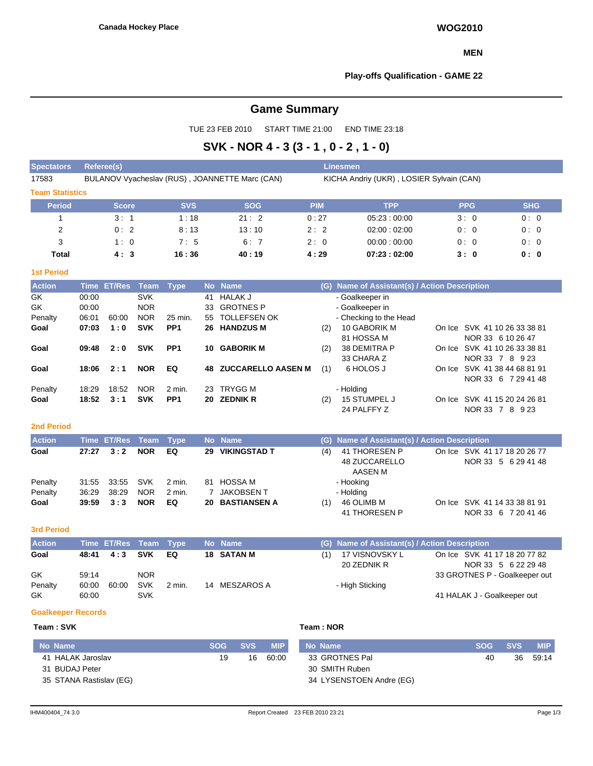Canada Hockey Place

**WOG2010**

**MEN**

**Play-offs Qualification - GAME 22**

# Game Summary

TUE 23 FEB 2010 START TIME 21:00 END TIME 23:18

## SVK - NOR 4 - 3 (3 - 1 , 0 - 2 , 1 - 0)

| Spectators | Referee(s) | Linesmen |
|---|---|---|
| 17583 | BULANOV Vyacheslav (RUS) , JOANNETTE Marc (CAN) | KICHA Andriy (UKR) , LOSIER Sylvain (CAN) |

### Team Statistics

| Period | Score | SVS | SOG | PIM | TPP | PPG | SHG |
|---|---|---|---|---|---|---|---|
| 1 | 3 : 1 | 1 : 18 | 21 : 2 | 0 : 27 | 05:23 : 00:00 | 3 : 0 | 0 : 0 |
| 2 | 0 : 2 | 8 : 13 | 13 : 10 | 2 : 2 | 02:00 : 02:00 | 0 : 0 | 0 : 0 |
| 3 | 1 : 0 | 7 : 5 | 6 : 7 | 2 : 0 | 00:00 : 00:00 | 0 : 0 | 0 : 0 |
| **Total** | **4 : 3** | **16 : 36** | **40 : 19** | **4 : 29** | **07:23 : 02:00** | **3 : 0** | **0 : 0** |

### 1st Period

| Action | Time | ET/Res | Team | Type | No | Name | (G) | Name of Assistant(s) / Action Description | On Ice |
|---|---|---|---|---|---|---|---|---|---|
| GK | 00:00 | | SVK | | 41 | HALAK J | | - Goalkeeper in | |
| GK | 00:00 | | NOR | | 33 | GROTNES P | | - Goalkeeper in | |
| Penalty | 06:01 | 60:00 | NOR | 25 min. | 55 | TOLLEFSEN OK | | - Checking to the Head | |
| **Goal** | **07:03** | **1 : 0** | **SVK** | **PP1** | **26** | **HANDZUS M** | (2) | 10 GABORIK M, 81 HOSSA M | SVK 41 10 26 33 38 81; NOR 33 6 10 26 47 |
| **Goal** | **09:48** | **2 : 0** | **SVK** | **PP1** | **10** | **GABORIK M** | (2) | 38 DEMITRA P, 33 CHARA Z | SVK 41 10 26 33 38 81; NOR 33 7 8 9 23 |
| **Goal** | **18:06** | **2 : 1** | **NOR** | **EQ** | **48** | **ZUCCARELLO AASEN M** | (1) | 6 HOLOS J | SVK 41 38 44 68 81 91; NOR 33 6 7 29 41 48 |
| Penalty | 18:29 | 18:52 | NOR | 2 min. | 23 | TRYGG M | | - Holding | |
| **Goal** | **18:52** | **3 : 1** | **SVK** | **PP1** | **20** | **ZEDNIK R** | (2) | 15 STUMPEL J, 24 PALFFY Z | SVK 41 15 20 24 26 81; NOR 33 7 8 9 23 |

### 2nd Period

| Action | Time | ET/Res | Team | Type | No | Name | (G) | Name of Assistant(s) / Action Description | On Ice |
|---|---|---|---|---|---|---|---|---|---|
| **Goal** | **27:27** | **3 : 2** | **NOR** | **EQ** | **29** | **VIKINGSTAD T** | (4) | 41 THORESEN P, 48 ZUCCARELLO AASEN M | SVK 41 17 18 20 26 77; NOR 33 5 6 29 41 48 |
| Penalty | 31:55 | 33:55 | SVK | 2 min. | 81 | HOSSA M | | - Hooking | |
| Penalty | 36:29 | 38:29 | NOR | 2 min. | 7 | JAKOBSEN T | | - Holding | |
| **Goal** | **39:59** | **3 : 3** | **NOR** | **EQ** | **20** | **BASTIANSEN A** | (1) | 46 OLIMB M, 41 THORESEN P | SVK 41 14 33 38 81 91; NOR 33 6 7 20 41 46 |

### 3rd Period

| Action | Time | ET/Res | Team | Type | No | Name | (G) | Name of Assistant(s) / Action Description | On Ice |
|---|---|---|---|---|---|---|---|---|---|
| **Goal** | **48:41** | **4 : 3** | **SVK** | **EQ** | **18** | **SATAN M** | (1) | 17 VISNOVSKY L, 20 ZEDNIK R | SVK 41 17 18 20 77 82; NOR 33 5 6 22 29 48 |
| GK | 59:14 | | NOR | | | | | 33 GROTNES P - Goalkeeper out | |
| Penalty | 60:00 | 60:00 | SVK | 2 min. | 14 | MESZAROS A | | - High Sticking | |
| GK | 60:00 | | SVK | | | | | 41 HALAK J - Goalkeeper out | |

### Goalkeeper Records

**Team : SVK**

| No | Name | SOG | SVS | MIP |
|---|---|---|---|---|
| 41 | HALAK Jaroslav | 19 | 16 | 60:00 |
| 31 | BUDAJ Peter | | | |
| 35 | STANA Rastislav (EG) | | | |

**Team : NOR**

| No | Name | SOG | SVS | MIP |
|---|---|---|---|---|
| 33 | GROTNES Pal | 40 | 36 | 59:14 |
| 30 | SMITH Ruben | | | |
| 34 | LYSENSTOEN Andre (EG) | | | |

IHM400404_74 3.0 Report Created 23 FEB 2010 23:21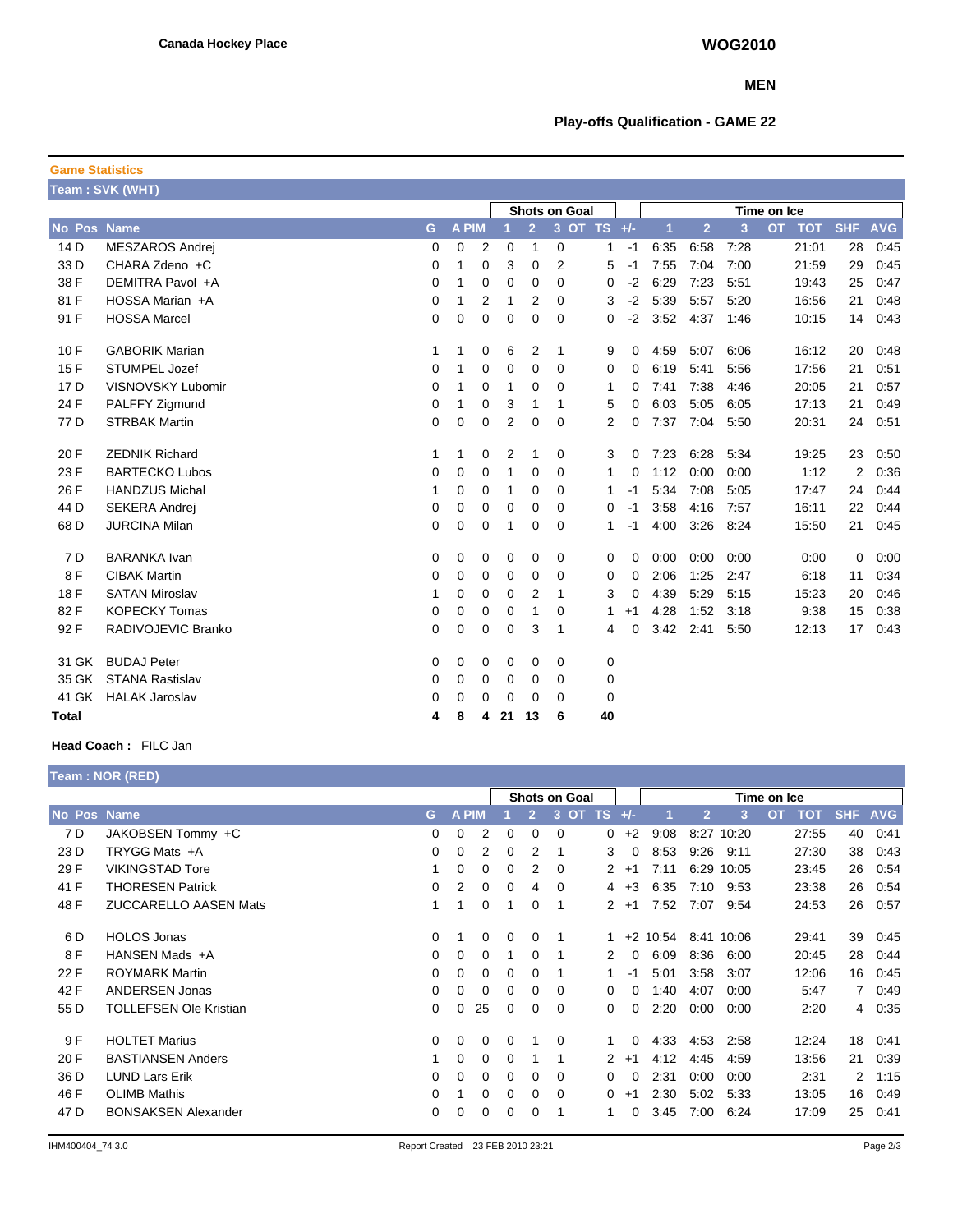Canada Hockey Place

# WOG2010

## MEN

### Play-offs Qualification - GAME 22

**Game Statistics**

**Team : SVK (WHT)**

| No | Pos | Name | G | A | PIM | SOG 1 | SOG 2 | SOG 3 | SOG OT | SOG TS | +/- | TOI 1 | TOI 2 | TOI 3 | TOI OT | TOT | SHF | AVG |
|---|---|---|---|---|---|---|---|---|---|---|---|---|---|---|---|---|---|---|
| 14 | D | MESZAROS Andrej | 0 | 0 | 2 | 0 | 1 | 0 | | 1 | -1 | 6:35 | 6:58 | 7:28 | | 21:01 | 28 | 0:45 |
| 33 | D | CHARA Zdeno +C | 0 | 1 | 0 | 3 | 0 | 2 | | 5 | -1 | 7:55 | 7:04 | 7:00 | | 21:59 | 29 | 0:45 |
| 38 | F | DEMITRA Pavol +A | 0 | 1 | 0 | 0 | 0 | 0 | | 0 | -2 | 6:29 | 7:23 | 5:51 | | 19:43 | 25 | 0:47 |
| 81 | F | HOSSA Marian +A | 0 | 1 | 2 | 1 | 2 | 0 | | 3 | -2 | 5:39 | 5:57 | 5:20 | | 16:56 | 21 | 0:48 |
| 91 | F | HOSSA Marcel | 0 | 0 | 0 | 0 | 0 | 0 | | 0 | -2 | 3:52 | 4:37 | 1:46 | | 10:15 | 14 | 0:43 |
| 10 | F | GABORIK Marian | 1 | 1 | 0 | 6 | 2 | 1 | | 9 | 0 | 4:59 | 5:07 | 6:06 | | 16:12 | 20 | 0:48 |
| 15 | F | STUMPEL Jozef | 0 | 1 | 0 | 0 | 0 | 0 | | 0 | 0 | 6:19 | 5:41 | 5:56 | | 17:56 | 21 | 0:51 |
| 17 | D | VISNOVSKY Lubomir | 0 | 1 | 0 | 1 | 0 | 0 | | 1 | 0 | 7:41 | 7:38 | 4:46 | | 20:05 | 21 | 0:57 |
| 24 | F | PALFFY Zigmund | 0 | 1 | 0 | 3 | 1 | 1 | | 5 | 0 | 6:03 | 5:05 | 6:05 | | 17:13 | 21 | 0:49 |
| 77 | D | STRBAK Martin | 0 | 0 | 0 | 2 | 0 | 0 | | 2 | 0 | 7:37 | 7:04 | 5:50 | | 20:31 | 24 | 0:51 |
| 20 | F | ZEDNIK Richard | 1 | 1 | 0 | 2 | 1 | 0 | | 3 | 0 | 7:23 | 6:28 | 5:34 | | 19:25 | 23 | 0:50 |
| 23 | F | BARTECKO Lubos | 0 | 0 | 0 | 1 | 0 | 0 | | 1 | 0 | 1:12 | 0:00 | 0:00 | | 1:12 | 2 | 0:36 |
| 26 | F | HANDZUS Michal | 1 | 0 | 0 | 1 | 0 | 0 | | 1 | -1 | 5:34 | 7:08 | 5:05 | | 17:47 | 24 | 0:44 |
| 44 | D | SEKERA Andrej | 0 | 0 | 0 | 0 | 0 | 0 | | 0 | -1 | 3:58 | 4:16 | 7:57 | | 16:11 | 22 | 0:44 |
| 68 | D | JURCINA Milan | 0 | 0 | 0 | 1 | 0 | 0 | | 1 | -1 | 4:00 | 3:26 | 8:24 | | 15:50 | 21 | 0:45 |
| 7 | D | BARANKA Ivan | 0 | 0 | 0 | 0 | 0 | 0 | | 0 | 0 | 0:00 | 0:00 | 0:00 | | 0:00 | 0 | 0:00 |
| 8 | F | CIBAK Martin | 0 | 0 | 0 | 0 | 0 | 0 | | 0 | 0 | 2:06 | 1:25 | 2:47 | | 6:18 | 11 | 0:34 |
| 18 | F | SATAN Miroslav | 1 | 0 | 0 | 0 | 2 | 1 | | 3 | 0 | 4:39 | 5:29 | 5:15 | | 15:23 | 20 | 0:46 |
| 82 | F | KOPECKY Tomas | 0 | 0 | 0 | 0 | 1 | 0 | | 1 | +1 | 4:28 | 1:52 | 3:18 | | 9:38 | 15 | 0:38 |
| 92 | F | RADIVOJEVIC Branko | 0 | 0 | 0 | 0 | 3 | 1 | | 4 | 0 | 3:42 | 2:41 | 5:50 | | 12:13 | 17 | 0:43 |
| 31 | GK | BUDAJ Peter | 0 | 0 | 0 | 0 | 0 | 0 | | 0 | | | | | | | | |
| 35 | GK | STANA Rastislav | 0 | 0 | 0 | 0 | 0 | 0 | | 0 | | | | | | | | |
| 41 | GK | HALAK Jaroslav | 0 | 0 | 0 | 0 | 0 | 0 | | 0 | | | | | | | | |
| **Total** | | | **4** | **8** | **4** | **21** | **13** | **6** | | **40** | | | | | | | | |

**Head Coach :** FILC Jan

**Team : NOR (RED)**

| No | Pos | Name | G | A | PIM | SOG 1 | SOG 2 | SOG 3 | SOG OT | SOG TS | +/- | TOI 1 | TOI 2 | TOI 3 | TOI OT | TOT | SHF | AVG |
|---|---|---|---|---|---|---|---|---|---|---|---|---|---|---|---|---|---|---|
| 7 | D | JAKOBSEN Tommy +C | 0 | 0 | 2 | 0 | 0 | 0 | | 0 | +2 | 9:08 | 8:27 | 10:20 | | 27:55 | 40 | 0:41 |
| 23 | D | TRYGG Mats +A | 0 | 0 | 2 | 0 | 2 | 1 | | 3 | 0 | 8:53 | 9:26 | 9:11 | | 27:30 | 38 | 0:43 |
| 29 | F | VIKINGSTAD Tore | 1 | 0 | 0 | 0 | 2 | 0 | | 2 | +1 | 7:11 | 6:29 | 10:05 | | 23:45 | 26 | 0:54 |
| 41 | F | THORESEN Patrick | 0 | 2 | 0 | 0 | 4 | 0 | | 4 | +3 | 6:35 | 7:10 | 9:53 | | 23:38 | 26 | 0:54 |
| 48 | F | ZUCCARELLO AASEN Mats | 1 | 1 | 0 | 1 | 0 | 1 | | 2 | +1 | 7:52 | 7:07 | 9:54 | | 24:53 | 26 | 0:57 |
| 6 | D | HOLOS Jonas | 0 | 1 | 0 | 0 | 0 | 1 | | 1 | +2 | 10:54 | 8:41 | 10:06 | | 29:41 | 39 | 0:45 |
| 8 | F | HANSEN Mads +A | 0 | 0 | 0 | 1 | 0 | 1 | | 2 | 0 | 6:09 | 8:36 | 6:00 | | 20:45 | 28 | 0:44 |
| 22 | F | ROYMARK Martin | 0 | 0 | 0 | 0 | 0 | 1 | | 1 | -1 | 5:01 | 3:58 | 3:07 | | 12:06 | 16 | 0:45 |
| 42 | F | ANDERSEN Jonas | 0 | 0 | 0 | 0 | 0 | 0 | | 0 | 0 | 1:40 | 4:07 | 0:00 | | 5:47 | 7 | 0:49 |
| 55 | D | TOLLEFSEN Ole Kristian | 0 | 0 | 25 | 0 | 0 | 0 | | 0 | 0 | 2:20 | 0:00 | 0:00 | | 2:20 | 4 | 0:35 |
| 9 | F | HOLTET Marius | 0 | 0 | 0 | 0 | 1 | 0 | | 1 | 0 | 4:33 | 4:53 | 2:58 | | 12:24 | 18 | 0:41 |
| 20 | F | BASTIANSEN Anders | 1 | 0 | 0 | 0 | 1 | 1 | | 2 | +1 | 4:12 | 4:45 | 4:59 | | 13:56 | 21 | 0:39 |
| 36 | D | LUND Lars Erik | 0 | 0 | 0 | 0 | 0 | 0 | | 0 | 0 | 2:31 | 0:00 | 0:00 | | 2:31 | 2 | 1:15 |
| 46 | F | OLIMB Mathis | 0 | 1 | 0 | 0 | 0 | 0 | | 0 | +1 | 2:30 | 5:02 | 5:33 | | 13:05 | 16 | 0:49 |
| 47 | D | BONSAKSEN Alexander | 0 | 0 | 0 | 0 | 0 | 1 | | 1 | 0 | 3:45 | 7:00 | 6:24 | | 17:09 | 25 | 0:41 |

IHM400404_74 3.0 Report Created 23 FEB 2010 23:21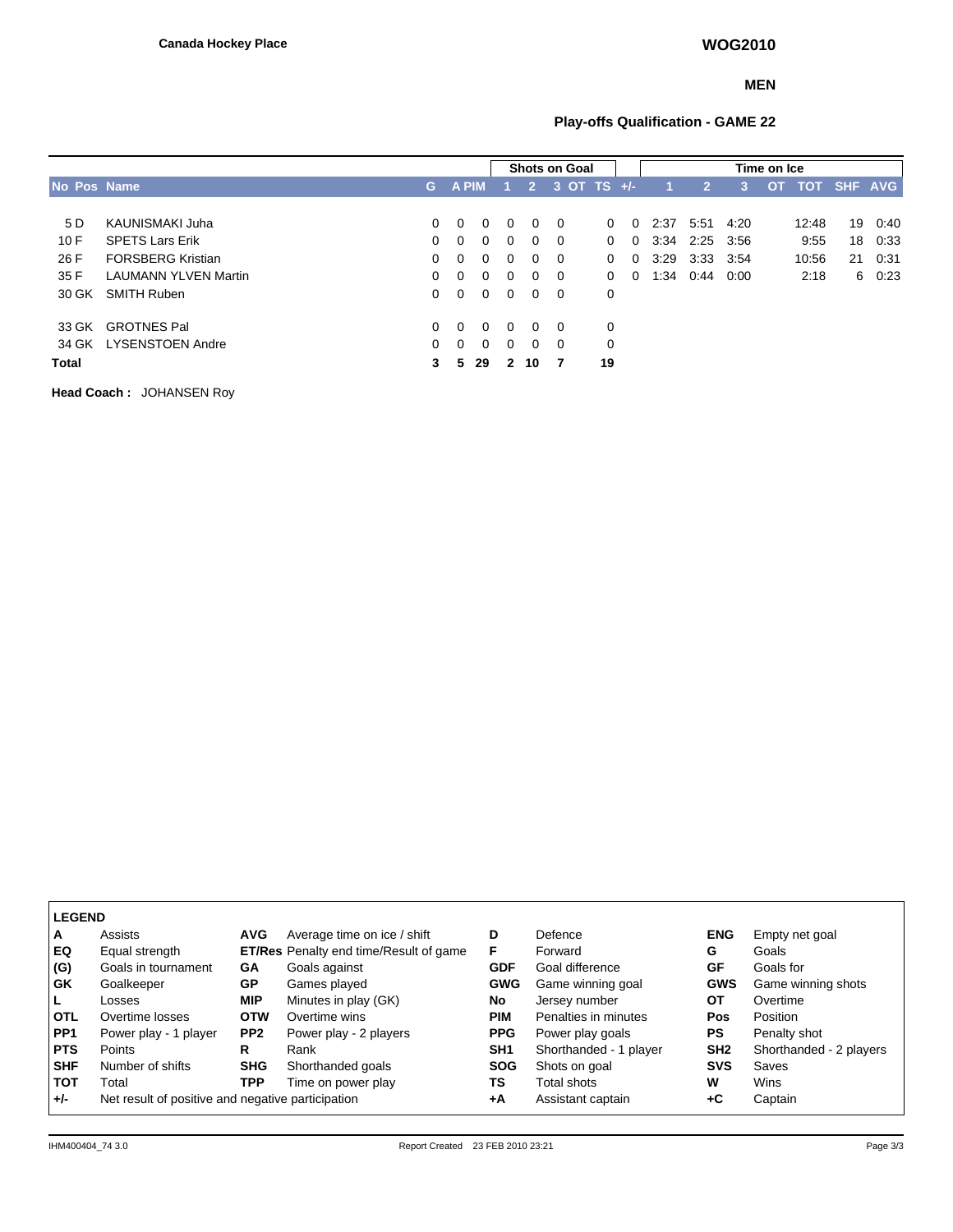**Canada Hockey Place**

**WOG2010**

**MEN**

**Play-offs Qualification - GAME 22**

| No | Pos | Name | G | A | PIM | Shots on Goal 1 | 2 | 3 | OT | TS | +/- | Time on Ice 1 | 2 | 3 | OT | TOT | SHF | AVG |
|---|---|---|---|---|---|---|---|---|---|---|---|---|---|---|---|---|---|---|
| 5 | D | KAUNISMAKI Juha | 0 | 0 | 0 | 0 | 0 | 0 | | 0 | 0 | 2:37 | 5:51 | 4:20 | | 12:48 | 19 | 0:40 |
| 10 | F | SPETS Lars Erik | 0 | 0 | 0 | 0 | 0 | 0 | | 0 | 0 | 3:34 | 2:25 | 3:56 | | 9:55 | 18 | 0:33 |
| 26 | F | FORSBERG Kristian | 0 | 0 | 0 | 0 | 0 | 0 | | 0 | 0 | 3:29 | 3:33 | 3:54 | | 10:56 | 21 | 0:31 |
| 35 | F | LAUMANN YLVEN Martin | 0 | 0 | 0 | 0 | 0 | 0 | | 0 | 0 | 1:34 | 0:44 | 0:00 | | 2:18 | 6 | 0:23 |
| 30 | GK | SMITH Ruben | 0 | 0 | 0 | 0 | 0 | 0 | | 0 | | | | | | | | |
| 33 | GK | GROTNES Pal | 0 | 0 | 0 | 0 | 0 | 0 | | 0 | | | | | | | | |
| 34 | GK | LYSENSTOEN Andre | 0 | 0 | 0 | 0 | 0 | 0 | | 0 | | | | | | | | |
| **Total** | | | **3** | **5** | **29** | **2** | **10** | **7** | | **19** | | | | | | | | |

**Head Coach :** JOHANSEN Roy

| LEGEND | | | | | | | |
|---|---|---|---|---|---|---|---|
| **A** | Assists | **AVG** | Average time on ice / shift | **D** | Defence | **ENG** | Empty net goal |
| **EQ** | Equal strength | **ET/Res** | Penalty end time/Result of game | **F** | Forward | **G** | Goals |
| **(G)** | Goals in tournament | **GA** | Goals against | **GDF** | Goal difference | **GF** | Goals for |
| **GK** | Goalkeeper | **GP** | Games played | **GWG** | Game winning goal | **GWS** | Game winning shots |
| **L** | Losses | **MIP** | Minutes in play (GK) | **No** | Jersey number | **OT** | Overtime |
| **OTL** | Overtime losses | **OTW** | Overtime wins | **PIM** | Penalties in minutes | **Pos** | Position |
| **PP1** | Power play - 1 player | **PP2** | Power play - 2 players | **PPG** | Power play goals | **PS** | Penalty shot |
| **PTS** | Points | **R** | Rank | **SH1** | Shorthanded - 1 player | **SH2** | Shorthanded - 2 players |
| **SHF** | Number of shifts | **SHG** | Shorthanded goals | **SOG** | Shots on goal | **SVS** | Saves |
| **TOT** | Total | **TPP** | Time on power play | **TS** | Total shots | **W** | Wins |
| **+/-** | Net result of positive and negative participation | | | **+A** | Assistant captain | **+C** | Captain |

IHM400404_74 3.0 Report Created 23 FEB 2010 23:21